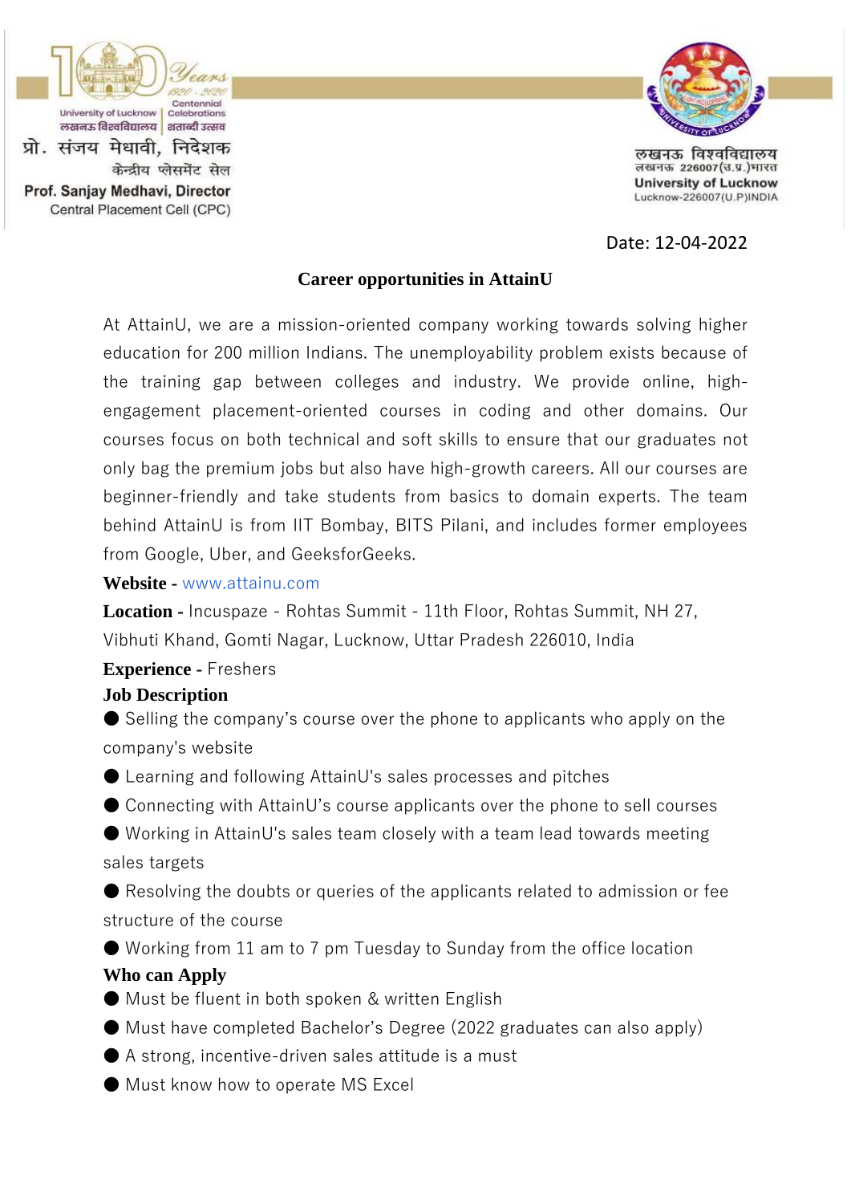प्रो. संजय मेधावी, निदेशक
केन्द्रीय प्लेसमेंट सेल
**Prof. Sanjay Medhavi, Director**
Central Placement Cell (CPC)

लखनऊ विश्वविद्यालय
लखनऊ 226007(उ.प्र.)भारत
**University of Lucknow**
Lucknow-226007(U.P)INDIA

Date: 12-04-2022

## Career opportunities in AttainU

At AttainU, we are a mission-oriented company working towards solving higher education for 200 million Indians. The unemployability problem exists because of the training gap between colleges and industry. We provide online, high-engagement placement-oriented courses in coding and other domains. Our courses focus on both technical and soft skills to ensure that our graduates not only bag the premium jobs but also have high-growth careers. All our courses are beginner-friendly and take students from basics to domain experts. The team behind AttainU is from IIT Bombay, BITS Pilani, and includes former employees from Google, Uber, and GeeksforGeeks.

**Website -** www.attainu.com

**Location -** Incuspaze - Rohtas Summit - 11th Floor, Rohtas Summit, NH 27, Vibhuti Khand, Gomti Nagar, Lucknow, Uttar Pradesh 226010, India

**Experience -** Freshers

### Job Description

- Selling the company's course over the phone to applicants who apply on the company's website
- Learning and following AttainU's sales processes and pitches
- Connecting with AttainU's course applicants over the phone to sell courses
- Working in AttainU's sales team closely with a team lead towards meeting sales targets
- Resolving the doubts or queries of the applicants related to admission or fee structure of the course
- Working from 11 am to 7 pm Tuesday to Sunday from the office location

### Who can Apply

- Must be fluent in both spoken & written English
- Must have completed Bachelor's Degree (2022 graduates can also apply)
- A strong, incentive-driven sales attitude is a must
- Must know how to operate MS Excel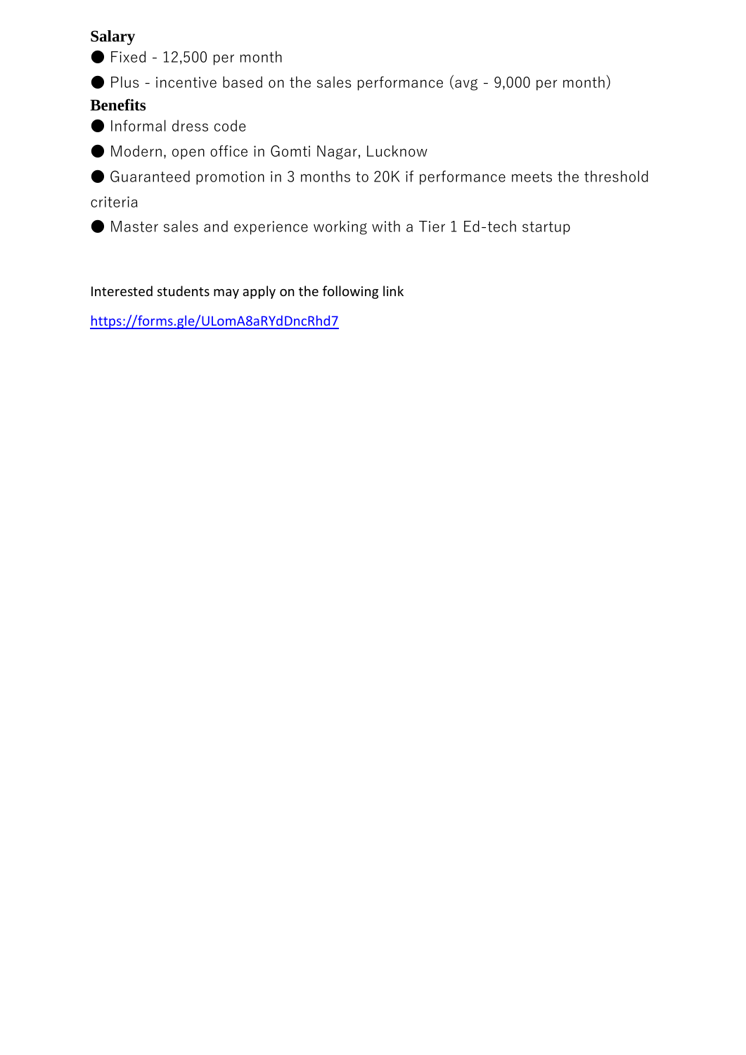**Salary**

- Fixed - 12,500 per month
- Plus - incentive based on the sales performance (avg - 9,000 per month)

**Benefits**

- Informal dress code
- Modern, open office in Gomti Nagar, Lucknow
- Guaranteed promotion in 3 months to 20K if performance meets the threshold criteria
- Master sales and experience working with a Tier 1 Ed-tech startup

Interested students may apply on the following link

https://forms.gle/ULomA8aRYdDncRhd7